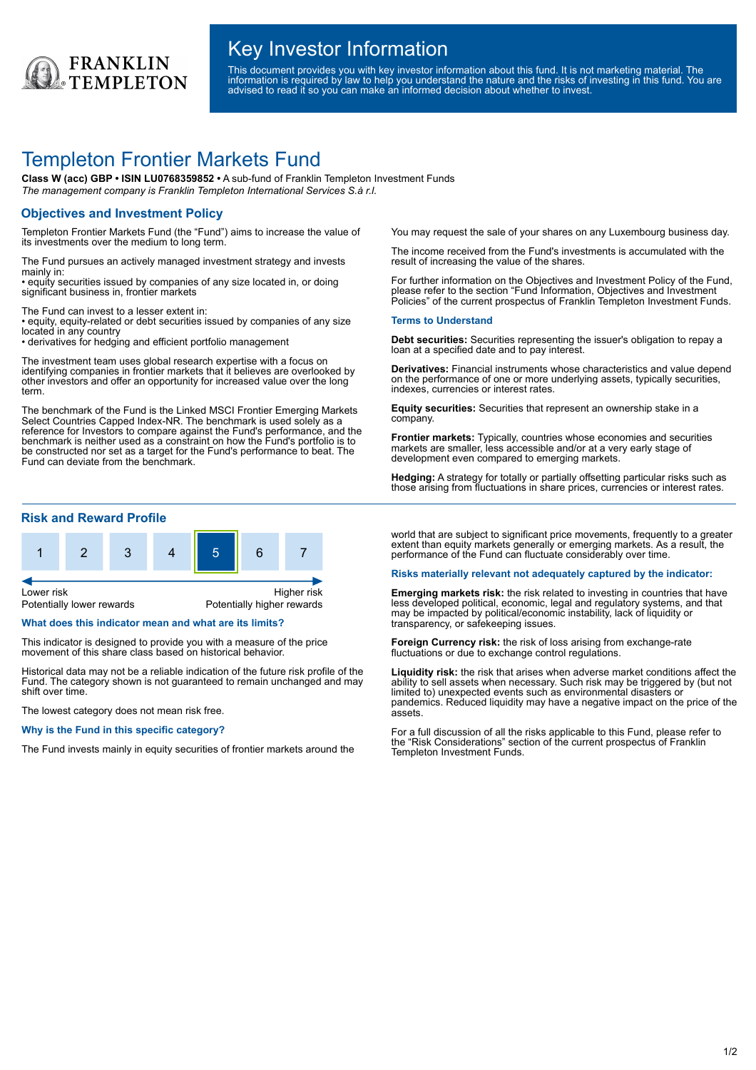FRANKLIN TEMPLETON

# Key Investor Information

This document provides you with key investor information about this fund. It is not marketing material. The information is required by law to help you understand the nature and the risks of investing in this fund. You are advised to read it so you can make an informed decision about whether to invest.

# Templeton Frontier Markets Fund

**Class W (acc) GBP • ISIN LU0768359852 •** A sub-fund of Franklin Templeton Investment Funds

*The management company is Franklin Templeton International Services S.à r.l.*

## Objectives and Investment Policy

Templeton Frontier Markets Fund (the "Fund") aims to increase the value of its investments over the medium to long term.

The Fund pursues an actively managed investment strategy and invests mainly in:
• equity securities issued by companies of any size located in, or doing significant business in, frontier markets

The Fund can invest to a lesser extent in:
• equity, equity-related or debt securities issued by companies of any size located in any country
• derivatives for hedging and efficient portfolio management

The investment team uses global research expertise with a focus on identifying companies in frontier markets that it believes are overlooked by other investors and offer an opportunity for increased value over the long term.

The benchmark of the Fund is the Linked MSCI Frontier Emerging Markets Select Countries Capped Index-NR. The benchmark is used solely as a reference for Investors to compare against the Fund's performance, and the benchmark is neither used as a constraint on how the Fund's portfolio is to be constructed nor set as a target for the Fund's performance to beat. The Fund can deviate from the benchmark.

You may request the sale of your shares on any Luxembourg business day.

The income received from the Fund's investments is accumulated with the result of increasing the value of the shares.

For further information on the Objectives and Investment Policy of the Fund, please refer to the section "Fund Information, Objectives and Investment Policies" of the current prospectus of Franklin Templeton Investment Funds.

### Terms to Understand

**Debt securities:** Securities representing the issuer's obligation to repay a loan at a specified date and to pay interest.

**Derivatives:** Financial instruments whose characteristics and value depend on the performance of one or more underlying assets, typically securities, indexes, currencies or interest rates.

**Equity securities:** Securities that represent an ownership stake in a company.

**Frontier markets:** Typically, countries whose economies and securities markets are smaller, less accessible and/or at a very early stage of development even compared to emerging markets.

**Hedging:** A strategy for totally or partially offsetting particular risks such as those arising from fluctuations in share prices, currencies or interest rates.

## Risk and Reward Profile

1 2 3 4 **5** 6 7

Lower risk
Potentially lower rewards

Higher risk
Potentially higher rewards

### What does this indicator mean and what are its limits?

This indicator is designed to provide you with a measure of the price movement of this share class based on historical behavior.

Historical data may not be a reliable indication of the future risk profile of the Fund. The category shown is not guaranteed to remain unchanged and may shift over time.

The lowest category does not mean risk free.

### Why is the Fund in this specific category?

The Fund invests mainly in equity securities of frontier markets around the world that are subject to significant price movements, frequently to a greater extent than equity markets generally or emerging markets. As a result, the performance of the Fund can fluctuate considerably over time.

### Risks materially relevant not adequately captured by the indicator:

**Emerging markets risk:** the risk related to investing in countries that have less developed political, economic, legal and regulatory systems, and that may be impacted by political/economic instability, lack of liquidity or transparency, or safekeeping issues.

**Foreign Currency risk:** the risk of loss arising from exchange-rate fluctuations or due to exchange control regulations.

**Liquidity risk:** the risk that arises when adverse market conditions affect the ability to sell assets when necessary. Such risk may be triggered by (but not limited to) unexpected events such as environmental disasters or pandemics. Reduced liquidity may have a negative impact on the price of the assets.

For a full discussion of all the risks applicable to this Fund, please refer to the "Risk Considerations" section of the current prospectus of Franklin Templeton Investment Funds.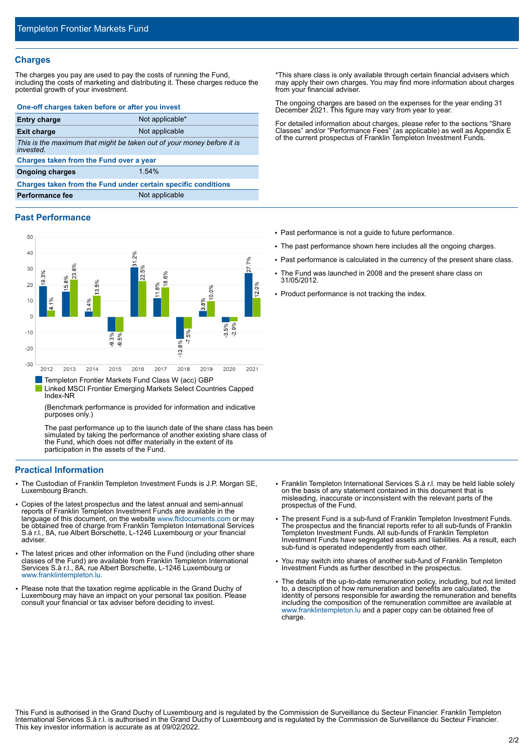## Charges

The charges you pay are used to pay the costs of running the Fund, including the costs of marketing and distributing it. These charges reduce the potential growth of your investment.

| One-off charges taken before or after you invest | |
|---|---|
| **Entry charge** | Not applicable* |
| **Exit charge** | Not applicable |
| *This is the maximum that might be taken out of your money before it is invested.* | |
| **Charges taken from the Fund over a year** | |
| **Ongoing charges** | 1.54% |
| **Charges taken from the Fund under certain specific conditions** | |
| **Performance fee** | Not applicable |

*This share class is only available through certain financial advisers which may apply their own charges. You may find more information about charges from your financial adviser.

The ongoing charges are based on the expenses for the year ending 31 December 2021. This figure may vary from year to year.

For detailed information about charges, please refer to the sections "Share Classes" and/or "Performance Fees" (as applicable) as well as Appendix E of the current prospectus of Franklin Templeton Investment Funds.

## Past Performance

50
40
30
20
10
0
-10
-20
-30

2012: 19.3% 4.1%
2013: 15.8% 23.6%
2014: 3.4% 13.5%
2015: -9.3% -9.5%
2016: 31.2% 22.5%
2017: 11.8% 18.6%
2018: -13.8% -7.5%
2019: 3.8% 10.0%
2020: -3.5% -2.9%
2021: 27.7% 12.0%

Templeton Frontier Markets Fund Class W (acc) GBP

Linked MSCI Frontier Emerging Markets Select Countries Capped Index-NR

(Benchmark performance is provided for information and indicative purposes only.)

The past performance up to the launch date of the share class has been simulated by taking the performance of another existing share class of the Fund, which does not differ materially in the extent of its participation in the assets of the Fund.

- Past performance is not a guide to future performance.
- The past performance shown here includes all the ongoing charges.
- Past performance is calculated in the currency of the present share class.
- The Fund was launched in 2008 and the present share class on 31/05/2012.
- Product performance is not tracking the index.

## Practical Information

- The Custodian of Franklin Templeton Investment Funds is J.P. Morgan SE, Luxembourg Branch.
- Copies of the latest prospectus and the latest annual and semi-annual reports of Franklin Templeton Investment Funds are available in the language of this document, on the website www.ftidocuments.com or may be obtained free of charge from Franklin Templeton International Services S.à r.l., 8A, rue Albert Borschette, L-1246 Luxembourg or your financial adviser.
- The latest prices and other information on the Fund (including other share classes of the Fund) are available from Franklin Templeton International Services S.à r.l., 8A, rue Albert Borschette, L-1246 Luxembourg or www.franklintempleton.lu.
- Please note that the taxation regime applicable in the Grand Duchy of Luxembourg may have an impact on your personal tax position. Please consult your financial or tax adviser before deciding to invest.
- Franklin Templeton International Services S.à r.l. may be held liable solely on the basis of any statement contained in this document that is misleading, inaccurate or inconsistent with the relevant parts of the prospectus of the Fund.
- The present Fund is a sub-fund of Franklin Templeton Investment Funds. The prospectus and the financial reports refer to all sub-funds of Franklin Templeton Investment Funds. All sub-funds of Franklin Templeton Investment Funds have segregated assets and liabilities. As a result, each sub-fund is operated independently from each other.
- You may switch into shares of another sub-fund of Franklin Templeton Investment Funds as further described in the prospectus.
- The details of the up-to-date remuneration policy, including, but not limited to, a description of how remuneration and benefits are calculated, the identity of persons responsible for awarding the remuneration and benefits including the composition of the remuneration committee are available at www.franklintempleton.lu and a paper copy can be obtained free of charge.

This Fund is authorised in the Grand Duchy of Luxembourg and is regulated by the Commission de Surveillance du Secteur Financier. Franklin Templeton International Services S.à r.l. is authorised in the Grand Duchy of Luxembourg and is regulated by the Commission de Surveillance du Secteur Financier. This key investor information is accurate as at 09/02/2022.